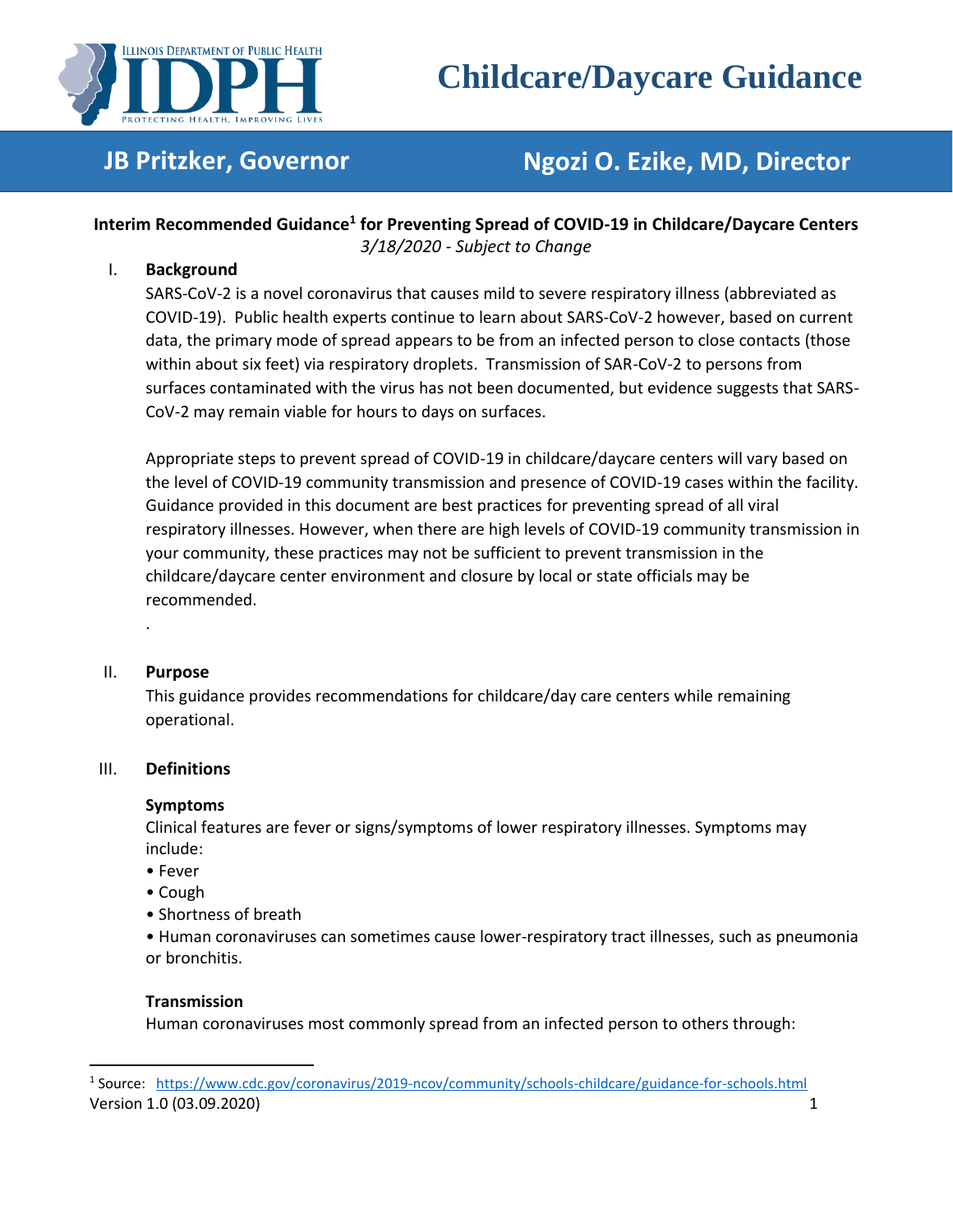# Childcare/Daycare Guidance

**JB Pritzker, Governor** **Ngozi O. Ezike, MD, Director**

**Interim Recommended Guidance[1] for Preventing Spread of COVID-19 in Childcare/Daycare Centers**

*3/18/2020 - Subject to Change*

## I. Background

SARS-CoV-2 is a novel coronavirus that causes mild to severe respiratory illness (abbreviated as COVID-19). Public health experts continue to learn about SARS-CoV-2 however, based on current data, the primary mode of spread appears to be from an infected person to close contacts (those within about six feet) via respiratory droplets. Transmission of SAR-CoV-2 to persons from surfaces contaminated with the virus has not been documented, but evidence suggests that SARS-CoV-2 may remain viable for hours to days on surfaces.

Appropriate steps to prevent spread of COVID-19 in childcare/daycare centers will vary based on the level of COVID-19 community transmission and presence of COVID-19 cases within the facility. Guidance provided in this document are best practices for preventing spread of all viral respiratory illnesses. However, when there are high levels of COVID-19 community transmission in your community, these practices may not be sufficient to prevent transmission in the childcare/daycare center environment and closure by local or state officials may be recommended.

.

## II. Purpose

This guidance provides recommendations for childcare/day care centers while remaining operational.

## III. Definitions

### Symptoms

Clinical features are fever or signs/symptoms of lower respiratory illnesses. Symptoms may include:

- Fever
- Cough
- Shortness of breath
- Human coronaviruses can sometimes cause lower-respiratory tract illnesses, such as pneumonia or bronchitis.

### Transmission

Human coronaviruses most commonly spread from an infected person to others through:

---

[1] Source: https://www.cdc.gov/coronavirus/2019-ncov/community/schools-childcare/guidance-for-schools.html

Version 1.0 (03.09.2020)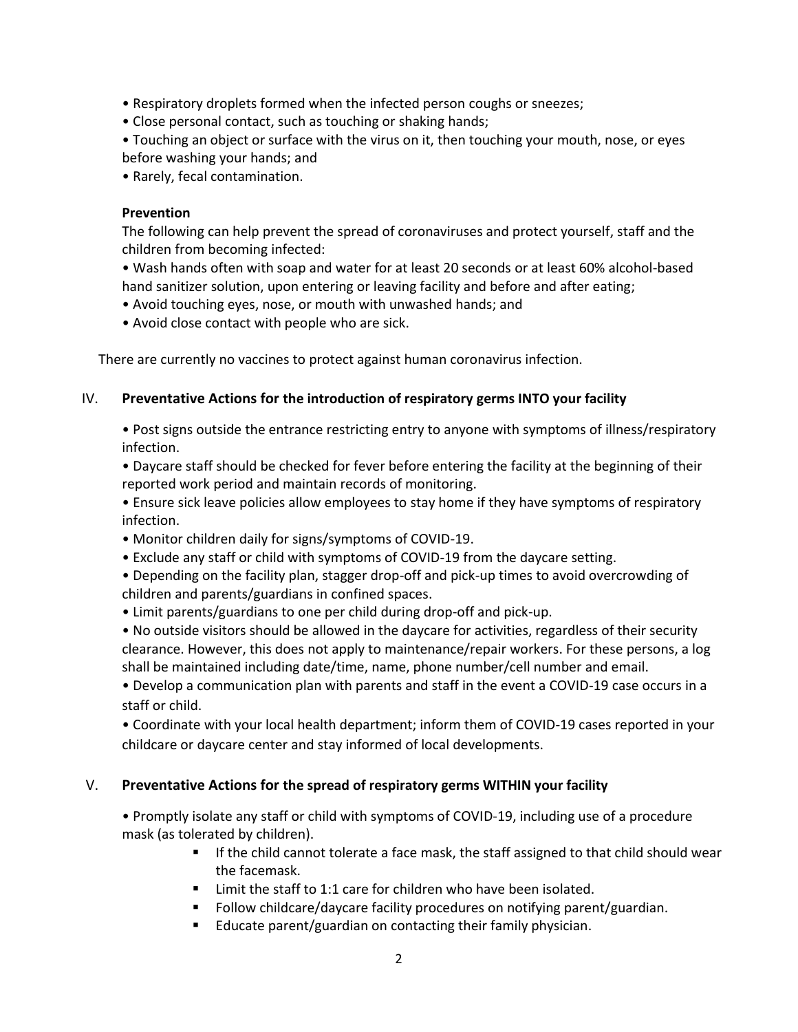- Respiratory droplets formed when the infected person coughs or sneezes;
- Close personal contact, such as touching or shaking hands;
- Touching an object or surface with the virus on it, then touching your mouth, nose, or eyes before washing your hands; and
- Rarely, fecal contamination.

**Prevention**

The following can help prevent the spread of coronaviruses and protect yourself, staff and the children from becoming infected:

- Wash hands often with soap and water for at least 20 seconds or at least 60% alcohol-based hand sanitizer solution, upon entering or leaving facility and before and after eating;
- Avoid touching eyes, nose, or mouth with unwashed hands; and
- Avoid close contact with people who are sick.

There are currently no vaccines to protect against human coronavirus infection.

## IV. Preventative Actions for the introduction of respiratory germs INTO your facility

- Post signs outside the entrance restricting entry to anyone with symptoms of illness/respiratory infection.
- Daycare staff should be checked for fever before entering the facility at the beginning of their reported work period and maintain records of monitoring.
- Ensure sick leave policies allow employees to stay home if they have symptoms of respiratory infection.
- Monitor children daily for signs/symptoms of COVID-19.
- Exclude any staff or child with symptoms of COVID-19 from the daycare setting.
- Depending on the facility plan, stagger drop-off and pick-up times to avoid overcrowding of children and parents/guardians in confined spaces.
- Limit parents/guardians to one per child during drop-off and pick-up.
- No outside visitors should be allowed in the daycare for activities, regardless of their security clearance. However, this does not apply to maintenance/repair workers. For these persons, a log shall be maintained including date/time, name, phone number/cell number and email.
- Develop a communication plan with parents and staff in the event a COVID-19 case occurs in a staff or child.
- Coordinate with your local health department; inform them of COVID-19 cases reported in your childcare or daycare center and stay informed of local developments.

## V. Preventative Actions for the spread of respiratory germs WITHIN your facility

- Promptly isolate any staff or child with symptoms of COVID-19, including use of a procedure mask (as tolerated by children).
  - If the child cannot tolerate a face mask, the staff assigned to that child should wear the facemask.
  - Limit the staff to 1:1 care for children who have been isolated.
  - Follow childcare/daycare facility procedures on notifying parent/guardian.
  - Educate parent/guardian on contacting their family physician.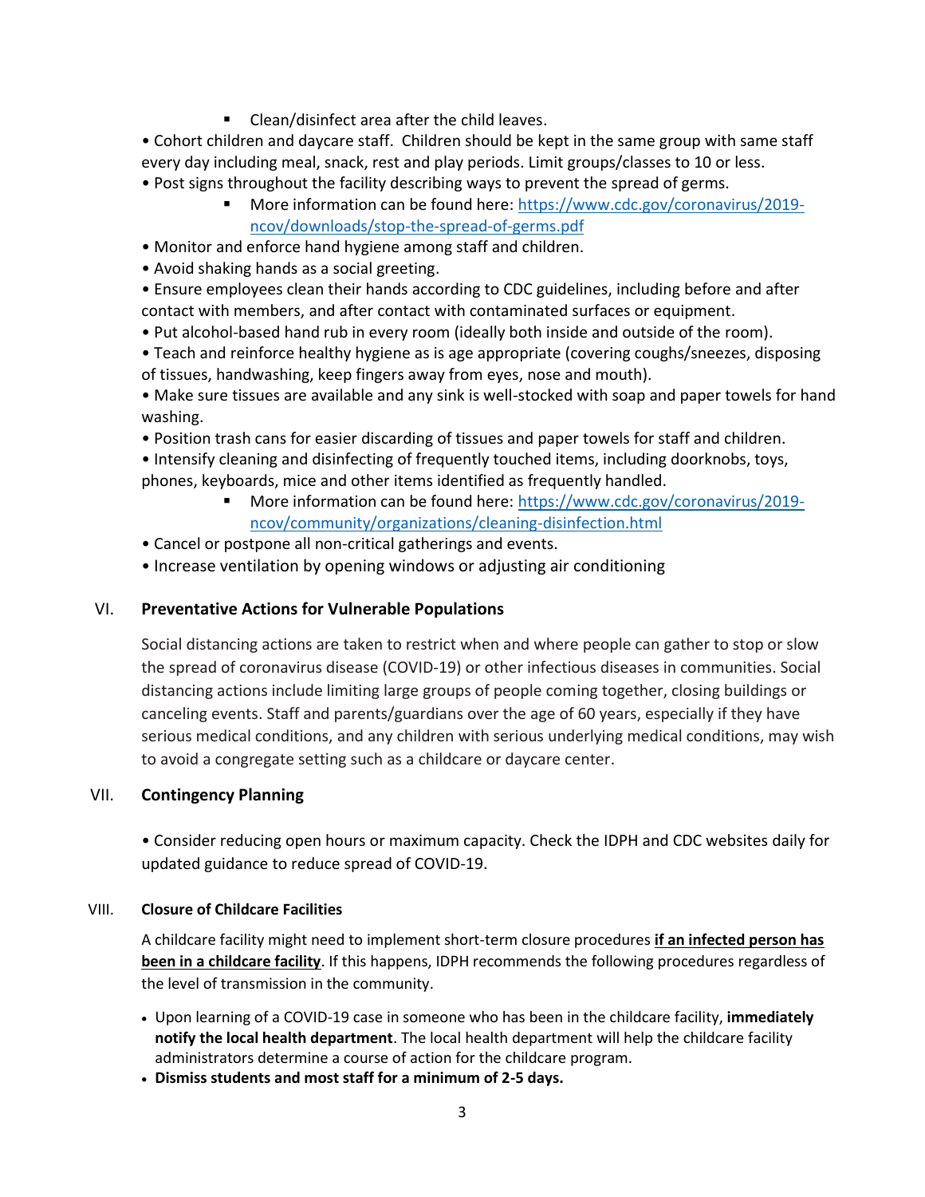- Clean/disinfect area after the child leaves.

• Cohort children and daycare staff. Children should be kept in the same group with same staff every day including meal, snack, rest and play periods. Limit groups/classes to 10 or less.

• Post signs throughout the facility describing ways to prevent the spread of germs.

  - More information can be found here: https://www.cdc.gov/coronavirus/2019-ncov/downloads/stop-the-spread-of-germs.pdf

• Monitor and enforce hand hygiene among staff and children.

• Avoid shaking hands as a social greeting.

• Ensure employees clean their hands according to CDC guidelines, including before and after contact with members, and after contact with contaminated surfaces or equipment.

• Put alcohol-based hand rub in every room (ideally both inside and outside of the room).

• Teach and reinforce healthy hygiene as is age appropriate (covering coughs/sneezes, disposing of tissues, handwashing, keep fingers away from eyes, nose and mouth).

• Make sure tissues are available and any sink is well-stocked with soap and paper towels for hand washing.

• Position trash cans for easier discarding of tissues and paper towels for staff and children.

• Intensify cleaning and disinfecting of frequently touched items, including doorknobs, toys, phones, keyboards, mice and other items identified as frequently handled.

  - More information can be found here: https://www.cdc.gov/coronavirus/2019-ncov/community/organizations/cleaning-disinfection.html

• Cancel or postpone all non-critical gatherings and events.

• Increase ventilation by opening windows or adjusting air conditioning

## VI. Preventative Actions for Vulnerable Populations

Social distancing actions are taken to restrict when and where people can gather to stop or slow the spread of coronavirus disease (COVID-19) or other infectious diseases in communities. Social distancing actions include limiting large groups of people coming together, closing buildings or canceling events. Staff and parents/guardians over the age of 60 years, especially if they have serious medical conditions, and any children with serious underlying medical conditions, may wish to avoid a congregate setting such as a childcare or daycare center.

## VII. Contingency Planning

• Consider reducing open hours or maximum capacity. Check the IDPH and CDC websites daily for updated guidance to reduce spread of COVID-19.

## VIII. Closure of Childcare Facilities

A childcare facility might need to implement short-term closure procedures **if an infected person has been in a childcare facility**. If this happens, IDPH recommends the following procedures regardless of the level of transmission in the community.

- Upon learning of a COVID-19 case in someone who has been in the childcare facility, **immediately notify the local health department**. The local health department will help the childcare facility administrators determine a course of action for the childcare program.
- **Dismiss students and most staff for a minimum of 2-5 days.**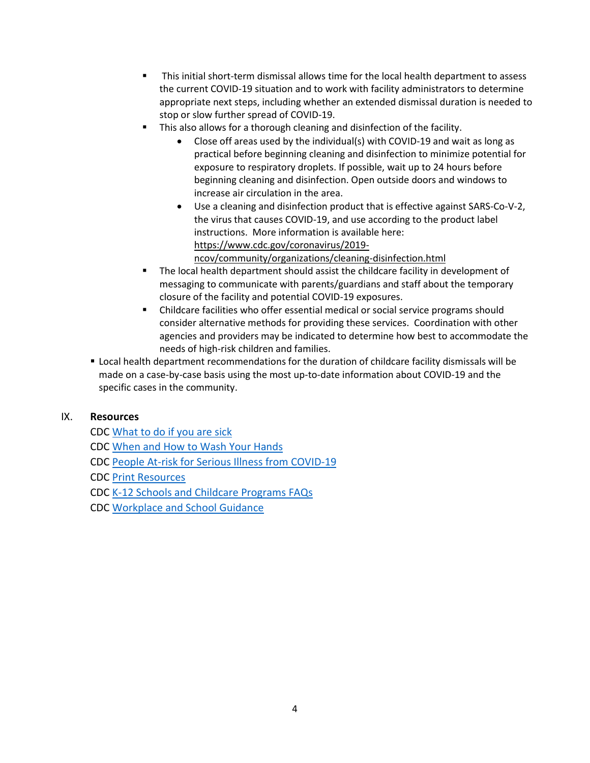- This initial short-term dismissal allows time for the local health department to assess the current COVID-19 situation and to work with facility administrators to determine appropriate next steps, including whether an extended dismissal duration is needed to stop or slow further spread of COVID-19.
   - This also allows for a thorough cleaning and disinfection of the facility.
     - Close off areas used by the individual(s) with COVID-19 and wait as long as practical before beginning cleaning and disinfection to minimize potential for exposure to respiratory droplets. If possible, wait up to 24 hours before beginning cleaning and disinfection. Open outside doors and windows to increase air circulation in the area.
     - Use a cleaning and disinfection product that is effective against SARS-Co-V-2, the virus that causes COVID-19, and use according to the product label instructions. More information is available here: https://www.cdc.gov/coronavirus/2019-ncov/community/organizations/cleaning-disinfection.html
   - The local health department should assist the childcare facility in development of messaging to communicate with parents/guardians and staff about the temporary closure of the facility and potential COVID-19 exposures.
   - Childcare facilities who offer essential medical or social service programs should consider alternative methods for providing these services. Coordination with other agencies and providers may be indicated to determine how best to accommodate the needs of high-risk children and families.
- Local health department recommendations for the duration of childcare facility dismissals will be made on a case-by-case basis using the most up-to-date information about COVID-19 and the specific cases in the community.

## IX. Resources

CDC What to do if you are sick

CDC When and How to Wash Your Hands

CDC People At-risk for Serious Illness from COVID-19

CDC Print Resources

CDC K-12 Schools and Childcare Programs FAQs

CDC Workplace and School Guidance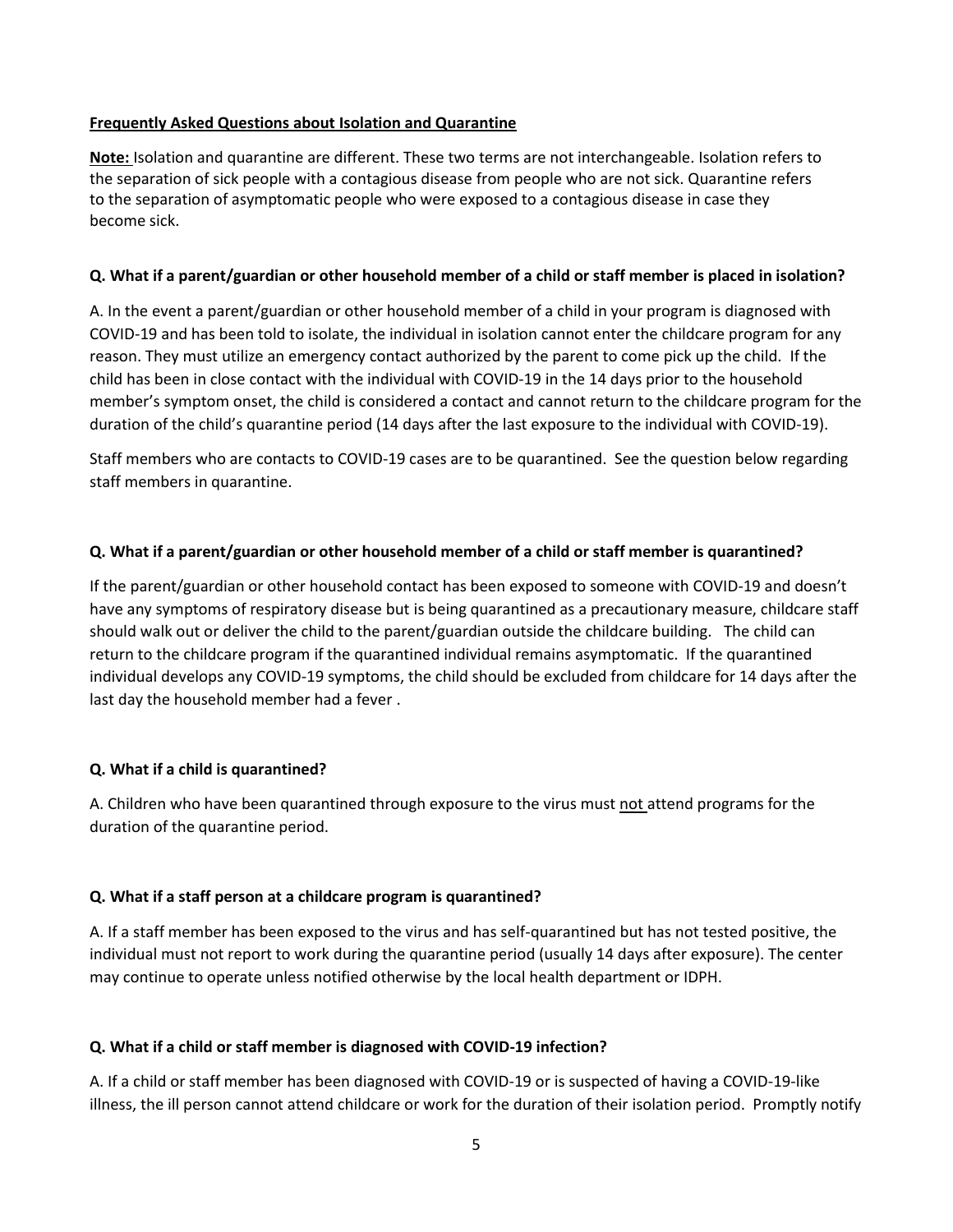## Frequently Asked Questions about Isolation and Quarantine

**Note:** Isolation and quarantine are different. These two terms are not interchangeable. Isolation refers to the separation of sick people with a contagious disease from people who are not sick. Quarantine refers to the separation of asymptomatic people who were exposed to a contagious disease in case they become sick.

**Q. What if a parent/guardian or other household member of a child or staff member is placed in isolation?**

A. In the event a parent/guardian or other household member of a child in your program is diagnosed with COVID-19 and has been told to isolate, the individual in isolation cannot enter the childcare program for any reason. They must utilize an emergency contact authorized by the parent to come pick up the child. If the child has been in close contact with the individual with COVID-19 in the 14 days prior to the household member's symptom onset, the child is considered a contact and cannot return to the childcare program for the duration of the child's quarantine period (14 days after the last exposure to the individual with COVID-19).

Staff members who are contacts to COVID-19 cases are to be quarantined. See the question below regarding staff members in quarantine.

**Q. What if a parent/guardian or other household member of a child or staff member is quarantined?**

If the parent/guardian or other household contact has been exposed to someone with COVID-19 and doesn't have any symptoms of respiratory disease but is being quarantined as a precautionary measure, childcare staff should walk out or deliver the child to the parent/guardian outside the childcare building. The child can return to the childcare program if the quarantined individual remains asymptomatic. If the quarantined individual develops any COVID-19 symptoms, the child should be excluded from childcare for 14 days after the last day the household member had a fever .

**Q. What if a child is quarantined?**

A. Children who have been quarantined through exposure to the virus must <u>not</u> attend programs for the duration of the quarantine period.

**Q. What if a staff person at a childcare program is quarantined?**

A. If a staff member has been exposed to the virus and has self-quarantined but has not tested positive, the individual must not report to work during the quarantine period (usually 14 days after exposure). The center may continue to operate unless notified otherwise by the local health department or IDPH.

**Q. What if a child or staff member is diagnosed with COVID-19 infection?**

A. If a child or staff member has been diagnosed with COVID-19 or is suspected of having a COVID-19-like illness, the ill person cannot attend childcare or work for the duration of their isolation period. Promptly notify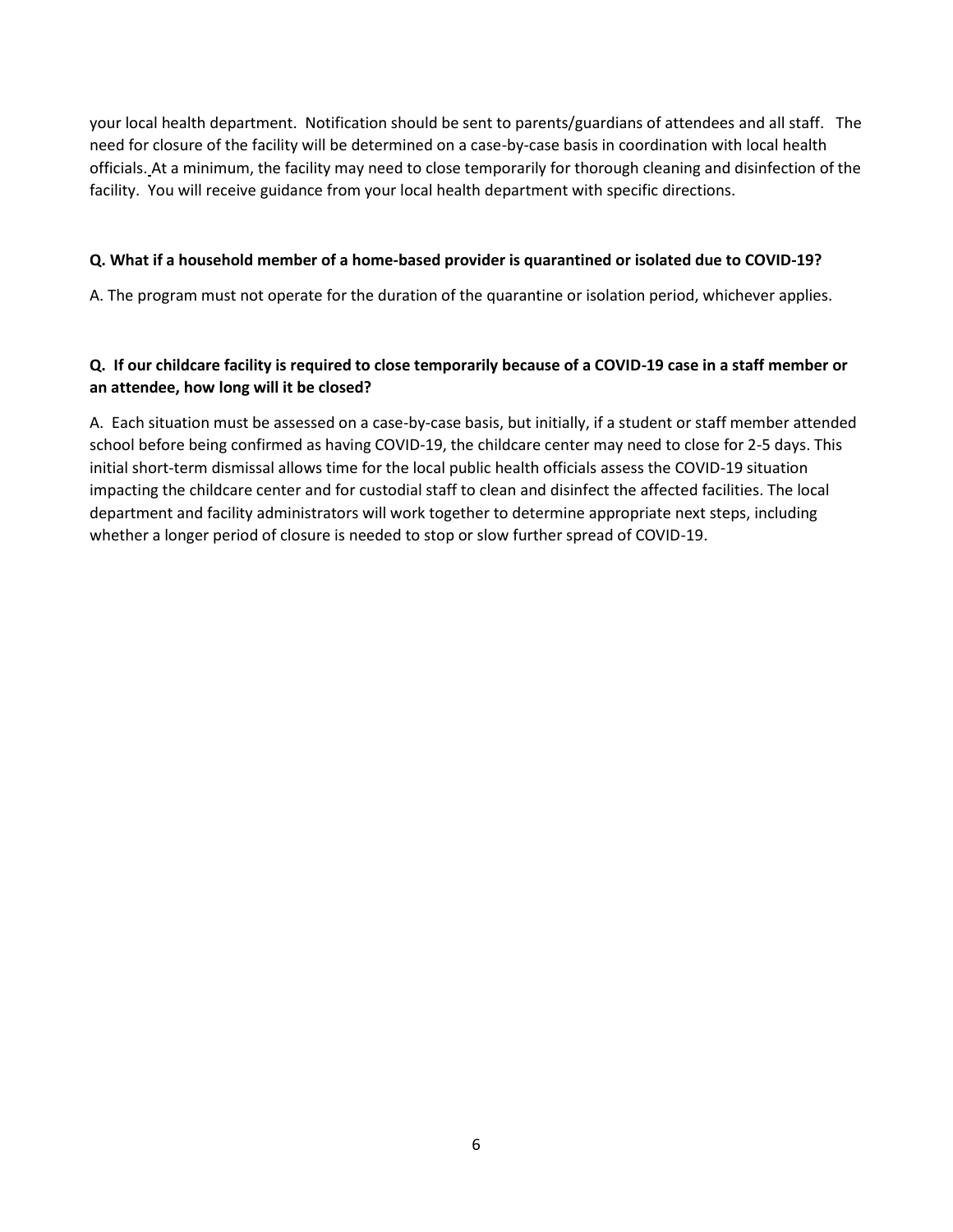your local health department. Notification should be sent to parents/guardians of attendees and all staff. The need for closure of the facility will be determined on a case-by-case basis in coordination with local health officials. At a minimum, the facility may need to close temporarily for thorough cleaning and disinfection of the facility. You will receive guidance from your local health department with specific directions.

**Q. What if a household member of a home-based provider is quarantined or isolated due to COVID-19?**

A. The program must not operate for the duration of the quarantine or isolation period, whichever applies.

**Q. If our childcare facility is required to close temporarily because of a COVID-19 case in a staff member or an attendee, how long will it be closed?**

A. Each situation must be assessed on a case-by-case basis, but initially, if a student or staff member attended school before being confirmed as having COVID-19, the childcare center may need to close for 2-5 days. This initial short-term dismissal allows time for the local public health officials assess the COVID-19 situation impacting the childcare center and for custodial staff to clean and disinfect the affected facilities. The local department and facility administrators will work together to determine appropriate next steps, including whether a longer period of closure is needed to stop or slow further spread of COVID-19.